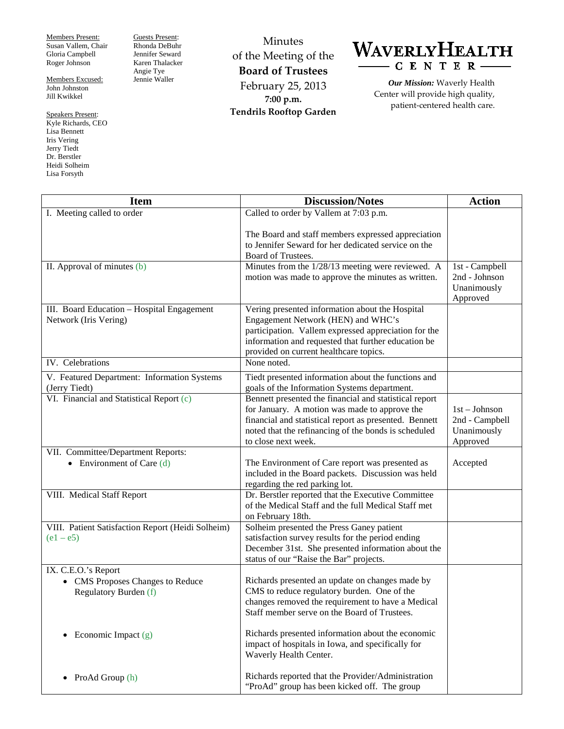Members Present:
Susan Vallem, Chair
Gloria Campbell
Roger Johnson

Members Excused:
John Johnston
Jill Kwikkel

Speakers Present:
Kyle Richards, CEO
Lisa Bennett
Iris Vering
Jerry Tiedt
Dr. Berstler
Heidi Solheim
Lisa Forsyth

Guests Present:
Rhonda DeBuhr
Jennifer Seward
Karen Thalacker
Angie Tye
Jennie Waller

# Minutes of the Meeting of the **Board of Trustees**

February 25, 2013
**7:00 p.m.**
**Tendrils Rooftop Garden**

**WAVERLY HEALTH CENTER**

***Our Mission:*** Waverly Health Center will provide high quality, patient-centered health care.

| Item | Discussion/Notes | Action |
|---|---|---|
| I. Meeting called to order | Called to order by Vallem at 7:03 p.m.<br><br>The Board and staff members expressed appreciation to Jennifer Seward for her dedicated service on the Board of Trustees. | |
| II. Approval of minutes (b) | Minutes from the 1/28/13 meeting were reviewed. A motion was made to approve the minutes as written. | 1st - Campbell<br>2nd - Johnson<br>Unanimously Approved |
| III. Board Education – Hospital Engagement Network (Iris Vering) | Vering presented information about the Hospital Engagement Network (HEN) and WHC's participation. Vallem expressed appreciation for the information and requested that further education be provided on current healthcare topics. | |
| IV. Celebrations | None noted. | |
| V. Featured Department: Information Systems (Jerry Tiedt) | Tiedt presented information about the functions and goals of the Information Systems department. | |
| VI. Financial and Statistical Report (c) | Bennett presented the financial and statistical report for January. A motion was made to approve the financial and statistical report as presented. Bennett noted that the refinancing of the bonds is scheduled to close next week. | 1st – Johnson<br>2nd - Campbell<br>Unanimously Approved |
| VII. Committee/Department Reports:<br>• Environment of Care (d) | The Environment of Care report was presented as included in the Board packets. Discussion was held regarding the red parking lot. | Accepted |
| VIII. Medical Staff Report | Dr. Berstler reported that the Executive Committee of the Medical Staff and the full Medical Staff met on February 18th. | |
| VIII. Patient Satisfaction Report (Heidi Solheim) (e1 – e5) | Solheim presented the Press Ganey patient satisfaction survey results for the period ending December 31st. She presented information about the status of our "Raise the Bar" projects. | |
| IX. C.E.O.'s Report<br>• CMS Proposes Changes to Reduce Regulatory Burden (f)<br><br>• Economic Impact (g)<br><br>• ProAd Group (h) | Richards presented an update on changes made by CMS to reduce regulatory burden. One of the changes removed the requirement to have a Medical Staff member serve on the Board of Trustees.<br><br>Richards presented information about the economic impact of hospitals in Iowa, and specifically for Waverly Health Center.<br><br>Richards reported that the Provider/Administration "ProAd" group has been kicked off. The group | |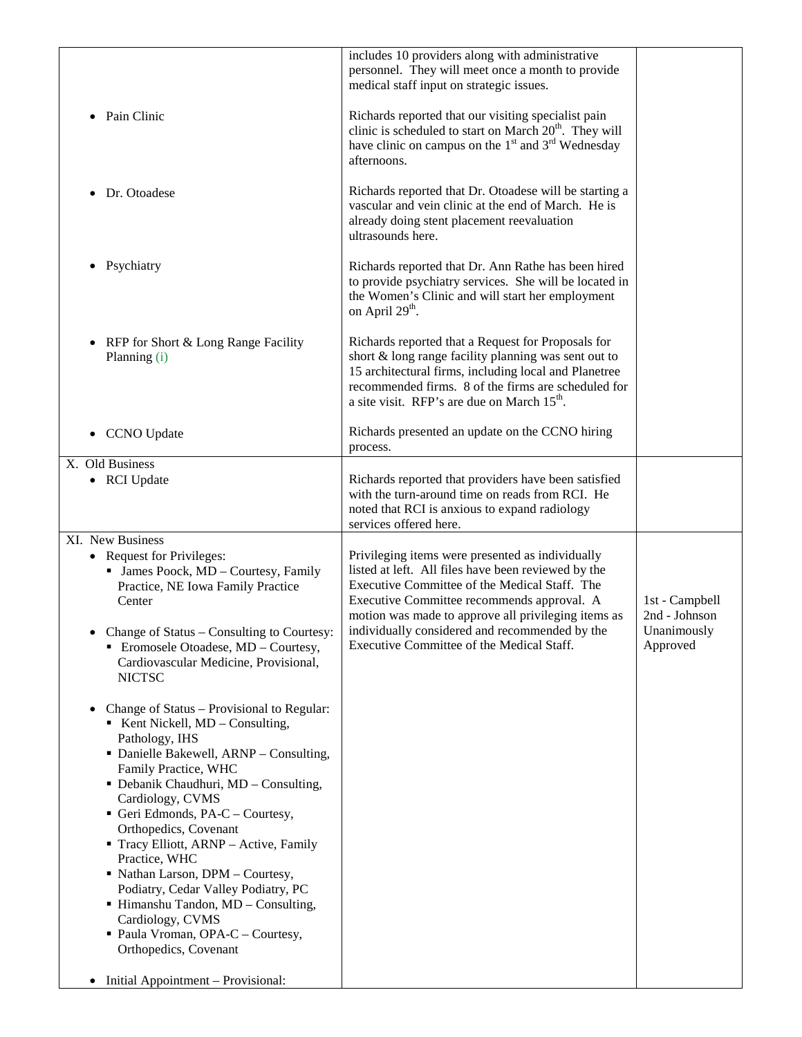| | | |
|---|---|---|
| | includes 10 providers along with administrative personnel. They will meet once a month to provide medical staff input on strategic issues. | |
| • Pain Clinic | Richards reported that our visiting specialist pain clinic is scheduled to start on March 20th. They will have clinic on campus on the 1st and 3rd Wednesday afternoons. | |
| • Dr. Otoadese | Richards reported that Dr. Otoadese will be starting a vascular and vein clinic at the end of March. He is already doing stent placement reevaluation ultrasounds here. | |
| • Psychiatry | Richards reported that Dr. Ann Rathe has been hired to provide psychiatry services. She will be located in the Women's Clinic and will start her employment on April 29th. | |
| • RFP for Short & Long Range Facility Planning (i) | Richards reported that a Request for Proposals for short & long range facility planning was sent out to 15 architectural firms, including local and Planetree recommended firms. 8 of the firms are scheduled for a site visit. RFP's are due on March 15th. | |
| • CCNO Update | Richards presented an update on the CCNO hiring process. | |
| X. Old Business<br>• RCI Update | Richards reported that providers have been satisfied with the turn-around time on reads from RCI. He noted that RCI is anxious to expand radiology services offered here. | |
| XI. New Business<br>• Request for Privileges:<br>▪ James Poock, MD – Courtesy, Family Practice, NE Iowa Family Practice Center<br><br>• Change of Status – Consulting to Courtesy:<br>▪ Eromosele Otoadese, MD – Courtesy, Cardiovascular Medicine, Provisional, NICTSC<br><br>• Change of Status – Provisional to Regular:<br>▪ Kent Nickell, MD – Consulting, Pathology, IHS<br>▪ Danielle Bakewell, ARNP – Consulting, Family Practice, WHC<br>▪ Debanik Chaudhuri, MD – Consulting, Cardiology, CVMS<br>▪ Geri Edmonds, PA-C – Courtesy, Orthopedics, Covenant<br>▪ Tracy Elliott, ARNP – Active, Family Practice, WHC<br>▪ Nathan Larson, DPM – Courtesy, Podiatry, Cedar Valley Podiatry, PC<br>▪ Himanshu Tandon, MD – Consulting, Cardiology, CVMS<br>▪ Paula Vroman, OPA-C – Courtesy, Orthopedics, Covenant<br><br>• Initial Appointment – Provisional: | Privileging items were presented as individually listed at left. All files have been reviewed by the Executive Committee of the Medical Staff. The Executive Committee recommends approval. A motion was made to approve all privileging items as individually considered and recommended by the Executive Committee of the Medical Staff. | 1st - Campbell<br>2nd - Johnson<br>Unanimously Approved |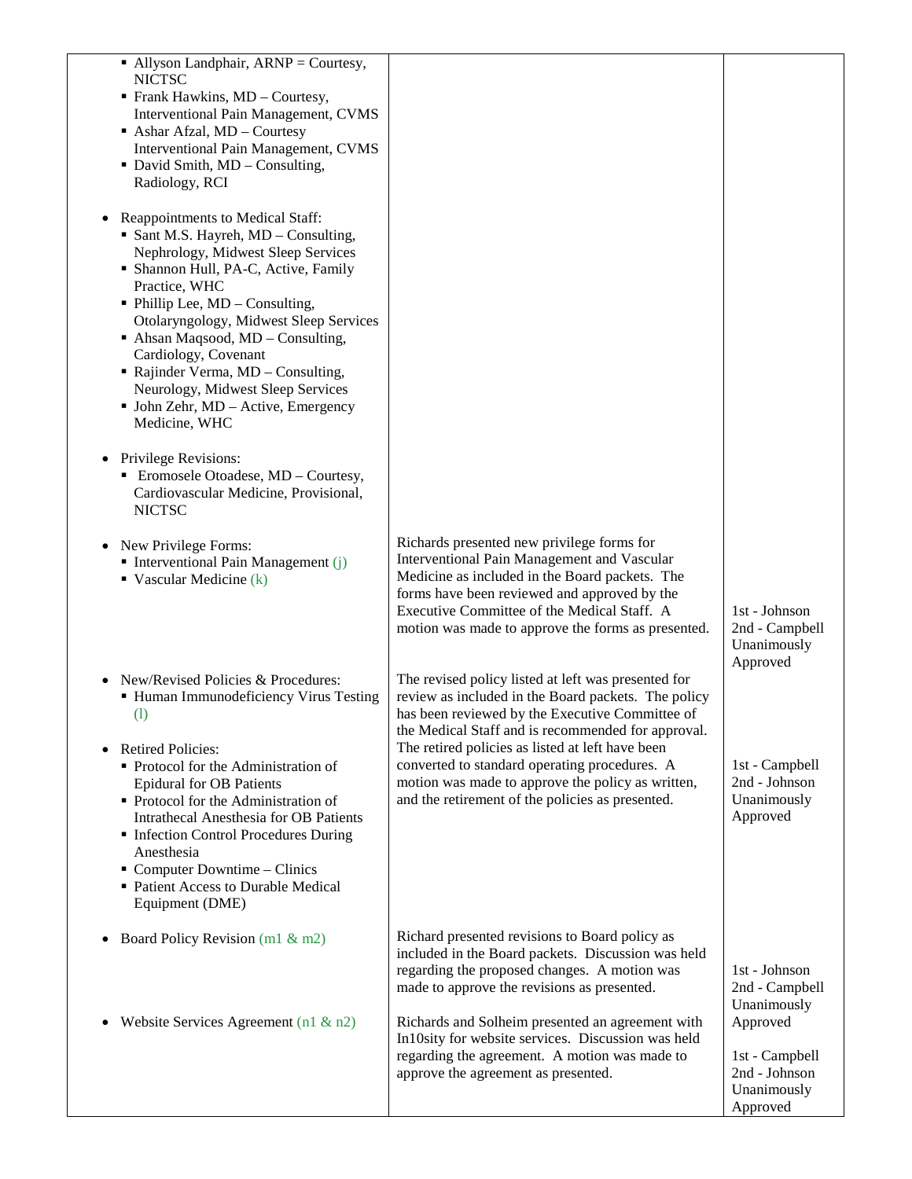| | | |
|---|---|---|
| ▪ Allyson Landphair, ARNP = Courtesy, NICTSC<br>▪ Frank Hawkins, MD – Courtesy, Interventional Pain Management, CVMS<br>▪ Ashar Afzal, MD – Courtesy Interventional Pain Management, CVMS<br>▪ David Smith, MD – Consulting, Radiology, RCI<br><br>• Reappointments to Medical Staff:<br>▪ Sant M.S. Hayreh, MD – Consulting, Nephrology, Midwest Sleep Services<br>▪ Shannon Hull, PA-C, Active, Family Practice, WHC<br>▪ Phillip Lee, MD – Consulting, Otolaryngology, Midwest Sleep Services<br>▪ Ahsan Maqsood, MD – Consulting, Cardiology, Covenant<br>▪ Rajinder Verma, MD – Consulting, Neurology, Midwest Sleep Services<br>▪ John Zehr, MD – Active, Emergency Medicine, WHC<br><br>• Privilege Revisions:<br>▪ Eromosele Otoadese, MD – Courtesy, Cardiovascular Medicine, Provisional, NICTSC | | |
| • New Privilege Forms:<br>▪ Interventional Pain Management (j)<br>▪ Vascular Medicine (k) | Richards presented new privilege forms for Interventional Pain Management and Vascular Medicine as included in the Board packets. The forms have been reviewed and approved by the Executive Committee of the Medical Staff. A motion was made to approve the forms as presented. | 1st - Johnson<br>2nd - Campbell<br>Unanimously Approved |
| • New/Revised Policies & Procedures:<br>▪ Human Immunodeficiency Virus Testing (l)<br><br>• Retired Policies:<br>▪ Protocol for the Administration of Epidural for OB Patients<br>▪ Protocol for the Administration of Intrathecal Anesthesia for OB Patients<br>▪ Infection Control Procedures During Anesthesia<br>▪ Computer Downtime – Clinics<br>▪ Patient Access to Durable Medical Equipment (DME) | The revised policy listed at left was presented for review as included in the Board packets. The policy has been reviewed by the Executive Committee of the Medical Staff and is recommended for approval. The retired policies as listed at left have been converted to standard operating procedures. A motion was made to approve the policy as written, and the retirement of the policies as presented. | 1st - Campbell<br>2nd - Johnson<br>Unanimously Approved |
| • Board Policy Revision (m1 & m2) | Richard presented revisions to Board policy as included in the Board packets. Discussion was held regarding the proposed changes. A motion was made to approve the revisions as presented. | 1st - Johnson<br>2nd - Campbell<br>Unanimously Approved |
| • Website Services Agreement (n1 & n2) | Richards and Solheim presented an agreement with In10sity for website services. Discussion was held regarding the agreement. A motion was made to approve the agreement as presented. | 1st - Campbell<br>2nd - Johnson<br>Unanimously Approved |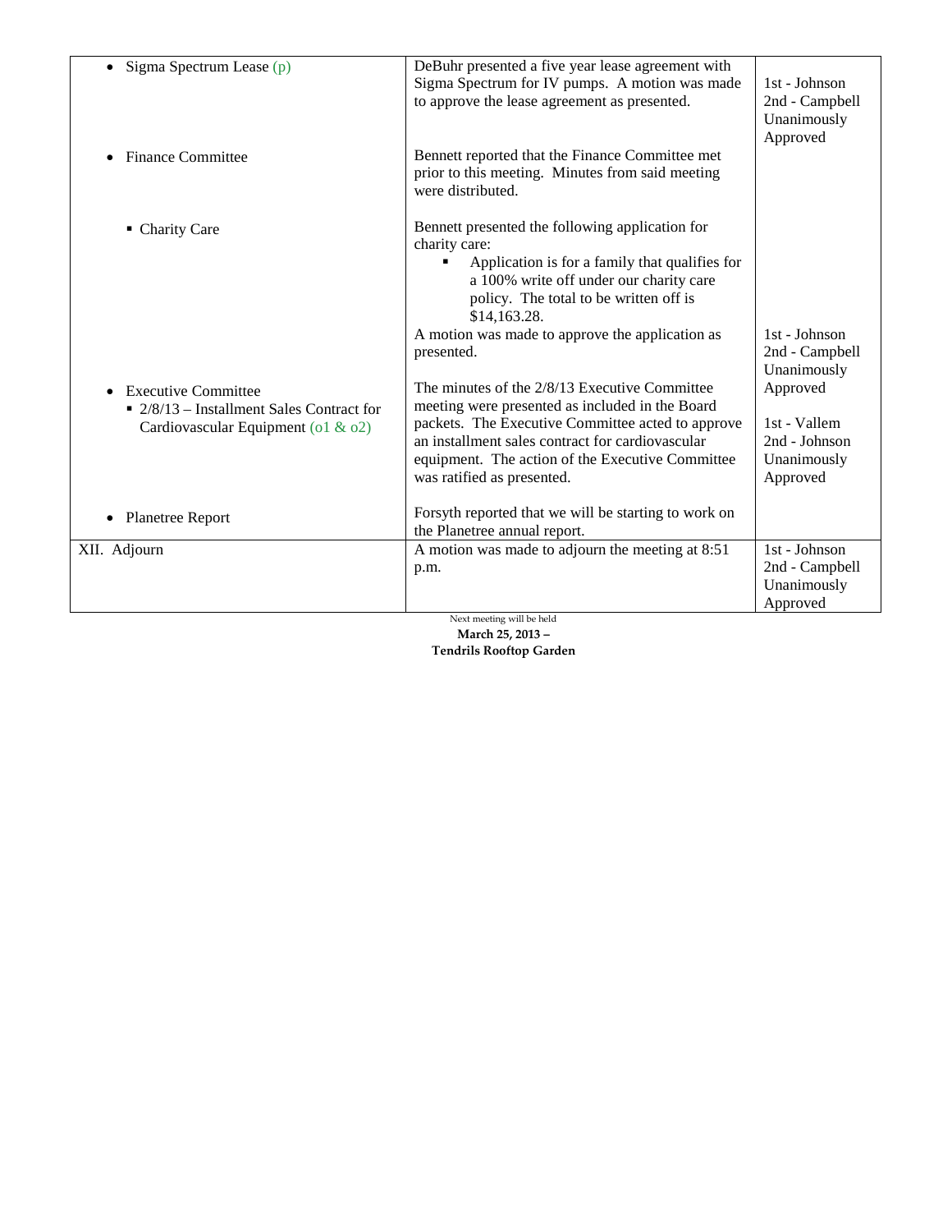| | | |
|---|---|---|
| • Sigma Spectrum Lease (p) | DeBuhr presented a five year lease agreement with Sigma Spectrum for IV pumps. A motion was made to approve the lease agreement as presented. | 1st - Johnson<br>2nd - Campbell<br>Unanimously Approved |
| • Finance Commitee | Bennett reported that the Finance Committee met prior to this meeting. Minutes from said meeting were distributed. | |
| ▪ Charity Care | Bennett presented the following application for charity care:<br>▪ Application is for a family that qualifies for a 100% write off under our charity care policy. The total to be written off is $14,163.28.<br>A motion was made to approve the application as presented. | 1st - Johnson<br>2nd - Campbell<br>Unanimously Approved |
| • Executive Committee<br>▪ 2/8/13 – Installment Sales Contract for Cardiovascular Equipment (o1 & o2) | The minutes of the 2/8/13 Executive Committee meeting were presented as included in the Board packets. The Executive Committee acted to approve an installment sales contract for cardiovascular equipment. The action of the Executive Committee was ratified as presented. | 1st - Vallem<br>2nd - Johnson<br>Unanimously Approved |
| • Planetree Report | Forsyth reported that we will be starting to work on the Planetree annual report. | |
| XII. Adjourn | A motion was made to adjourn the meeting at 8:51 p.m. | 1st - Johnson<br>2nd - Campbell<br>Unanimously Approved |

Next meeting will be held

**March 25, 2013 –**

**Tendrils Rooftop Garden**